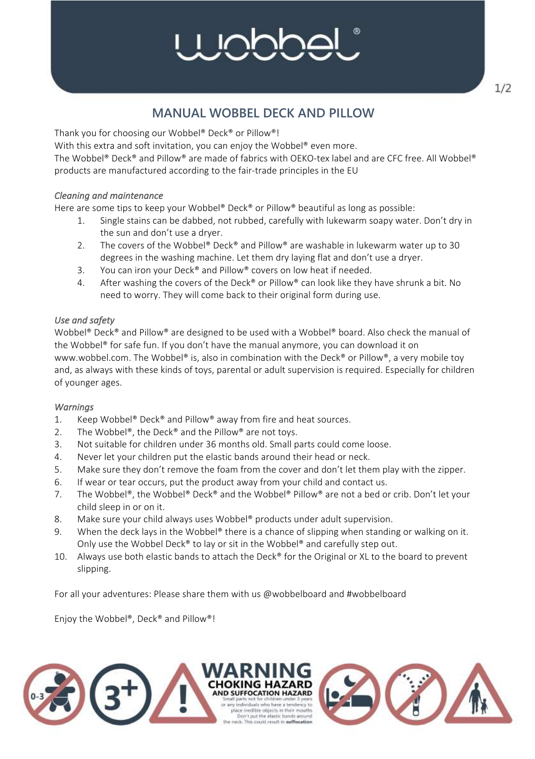# MANUAL WOBBEL DECK AND PILLOW

Thank you for choosing our Wobbel® Deck® or Pillow®!
With this extra and soft invitation, you can enjoy the Wobbel® even more.
The Wobbel® Deck® and Pillow® are made of fabrics with OEKO-tex label and are CFC free. All Wobbel® products are manufactured according to the fair-trade principles in the EU

*Cleaning and maintenance*

Here are some tips to keep your Wobbel® Deck® or Pillow® beautiful as long as possible:

1. Single stains can be dabbed, not rubbed, carefully with lukewarm soapy water. Don't dry in the sun and don't use a dryer.
2. The covers of the Wobbel® Deck® and Pillow® are washable in lukewarm water up to 30 degrees in the washing machine. Let them dry laying flat and don't use a dryer.
3. You can iron your Deck® and Pillow® covers on low heat if needed.
4. After washing the covers of the Deck® or Pillow® can look like they have shrunk a bit. No need to worry. They will come back to their original form during use.

*Use and safety*

Wobbel® Deck® and Pillow® are designed to be used with a Wobbel® board. Also check the manual of the Wobbel® for safe fun. If you don't have the manual anymore, you can download it on www.wobbel.com. The Wobbel® is, also in combination with the Deck® or Pillow®, a very mobile toy and, as always with these kinds of toys, parental or adult supervision is required. Especially for children of younger ages.

*Warnings*

1. Keep Wobbel® Deck® and Pillow® away from fire and heat sources.
2. The Wobbel®, the Deck® and the Pillow® are not toys.
3. Not suitable for children under 36 months old. Small parts could come loose.
4. Never let your children put the elastic bands around their head or neck.
5. Make sure they don't remove the foam from the cover and don't let them play with the zipper.
6. If wear or tear occurs, put the product away from your child and contact us.
7. The Wobbel®, the Wobbel® Deck® and the Wobbel® Pillow® are not a bed or crib. Don't let your child sleep in or on it.
8. Make sure your child always uses Wobbel® products under adult supervision.
9. When the deck lays in the Wobbel® there is a chance of slipping when standing or walking on it. Only use the Wobbel Deck® to lay or sit in the Wobbel® and carefully step out.
10. Always use both elastic bands to attach the Deck® for the Original or XL to the board to prevent slipping.

For all your adventures: Please share them with us @wobbelboard and #wobbelboard

Enjoy the Wobbel®, Deck® and Pillow®!

0-3 3+

**WARNING**
**CHOKING HAZARD AND SUFFOCATION HAZARD**
Small parts not for children under 3 years or any individuals who have a tendency to place inedible objects in their mouths. Don't put the elastic bands around the neck. This could result in **suffocation**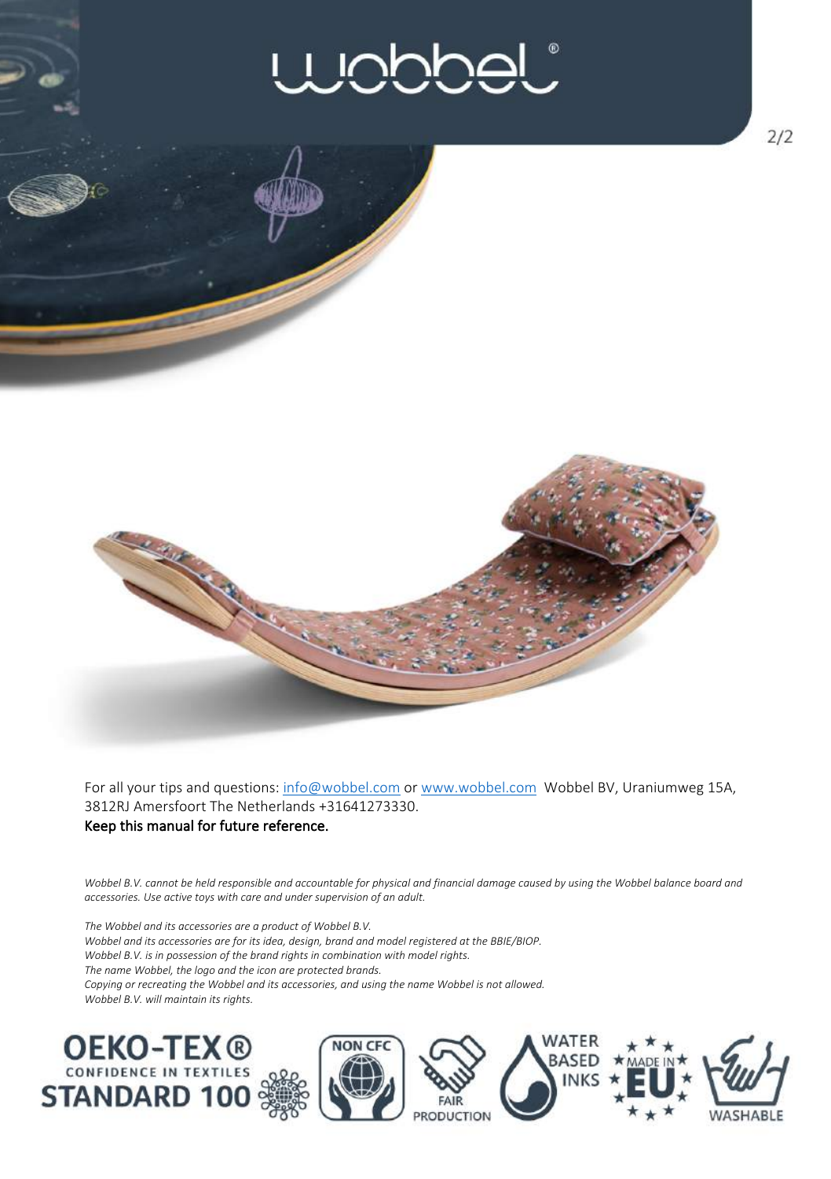For all your tips and questions: info@wobbel.com or www.wobbel.com Wobbel BV, Uraniumweg 15A, 3812RJ Amersfoort The Netherlands +31641273330.
Keep this manual for future reference.

*Wobbel B.V. cannot be held responsible and accountable for physical and financial damage caused by using the Wobbel balance board and accessories. Use active toys with care and under supervision of an adult.*

*The Wobbel and its accessories are a product of Wobbel B.V.*
*Wobbel and its accessories are for its idea, design, brand and model registered at the BBIE/BIOP.*
*Wobbel B.V. is in possession of the brand rights in combination with model rights.*
*The name Wobbel, the logo and the icon are protected brands.*
*Copying or recreating the Wobbel and its accessories, and using the name Wobbel is not allowed.*
*Wobbel B.V. will maintain its rights.*

OEKO-TEX® CONFIDENCE IN TEXTILES STANDARD 100

NON CFC

FAIR PRODUCTION

WATER BASED INKS

MADE IN EU

WASHABLE